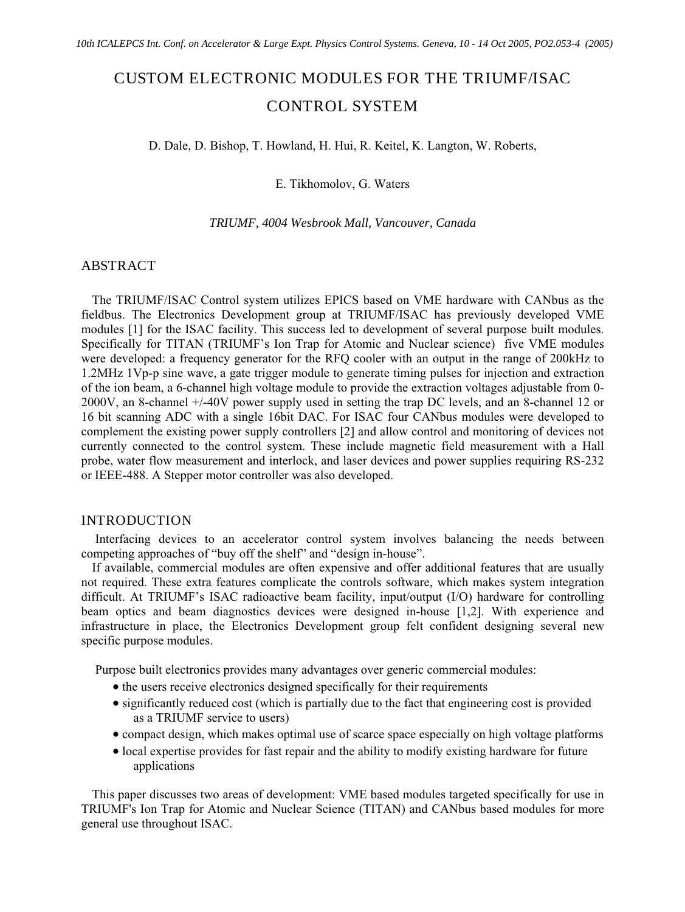# CUSTOM ELECTRONIC MODULES FOR THE TRIUMF/ISAC CONTROL SYSTEM

D. Dale, D. Bishop, T. Howland, H. Hui, R. Keitel, K. Langton, W. Roberts,

E. Tikhomolov, G. Waters

*TRIUMF, 4004 Wesbrook Mall, Vancouver, Canada*

## ABSTRACT

The TRIUMF/ISAC Control system utilizes EPICS based on VME hardware with CANbus as the fieldbus. The Electronics Development group at TRIUMF/ISAC has previously developed VME modules [1] for the ISAC facility. This success led to development of several purpose built modules. Specifically for TITAN (TRIUMF's Ion Trap for Atomic and Nuclear science) five VME modules were developed: a frequency generator for the RFQ cooler with an output in the range of 200kHz to 1.2MHz 1Vp-p sine wave, a gate trigger module to generate timing pulses for injection and extraction of the ion beam, a 6-channel high voltage module to provide the extraction voltages adjustable from 0-2000V, an 8-channel +/-40V power supply used in setting the trap DC levels, and an 8-channel 12 or 16 bit scanning ADC with a single 16bit DAC. For ISAC four CANbus modules were developed to complement the existing power supply controllers [2] and allow control and monitoring of devices not currently connected to the control system. These include magnetic field measurement with a Hall probe, water flow measurement and interlock, and laser devices and power supplies requiring RS-232 or IEEE-488. A Stepper motor controller was also developed.

## INTRODUCTION

Interfacing devices to an accelerator control system involves balancing the needs between competing approaches of "buy off the shelf" and "design in-house".

If available, commercial modules are often expensive and offer additional features that are usually not required. These extra features complicate the controls software, which makes system integration difficult. At TRIUMF's ISAC radioactive beam facility, input/output (I/O) hardware for controlling beam optics and beam diagnostics devices were designed in-house [1,2]. With experience and infrastructure in place, the Electronics Development group felt confident designing several new specific purpose modules.

Purpose built electronics provides many advantages over generic commercial modules:

- the users receive electronics designed specifically for their requirements
- significantly reduced cost (which is partially due to the fact that engineering cost is provided as a TRIUMF service to users)
- compact design, which makes optimal use of scarce space especially on high voltage platforms
- local expertise provides for fast repair and the ability to modify existing hardware for future applications

This paper discusses two areas of development: VME based modules targeted specifically for use in TRIUMF's Ion Trap for Atomic and Nuclear Science (TITAN) and CANbus based modules for more general use throughout ISAC.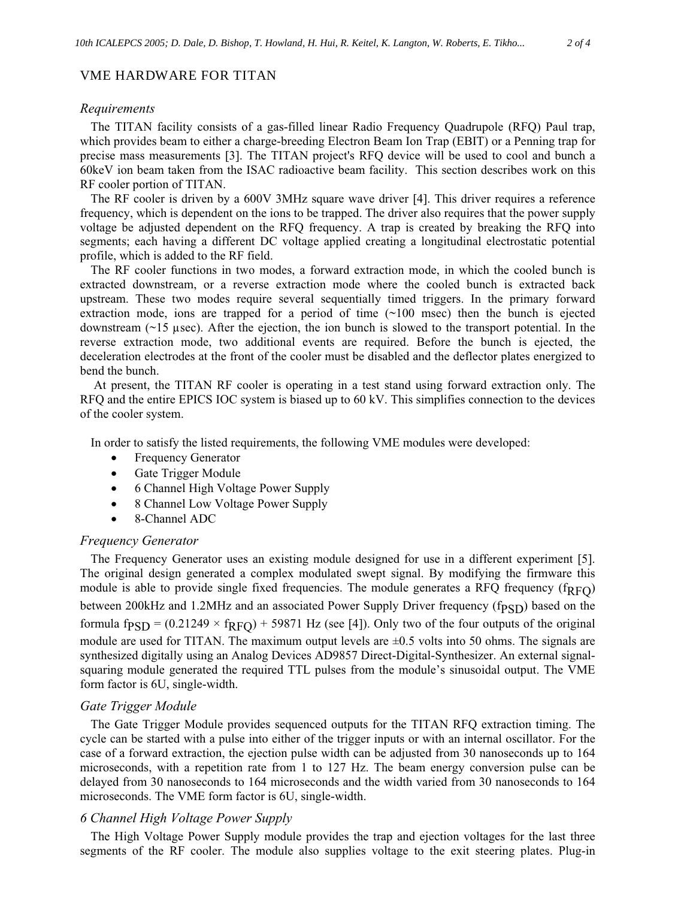## VME HARDWARE FOR TITAN

### *Requirements*

The TITAN facility consists of a gas-filled linear Radio Frequency Quadrupole (RFQ) Paul trap, which provides beam to either a charge-breeding Electron Beam Ion Trap (EBIT) or a Penning trap for precise mass measurements [3]. The TITAN project's RFQ device will be used to cool and bunch a 60keV ion beam taken from the ISAC radioactive beam facility. This section describes work on this RF cooler portion of TITAN.

The RF cooler is driven by a 600V 3MHz square wave driver [4]. This driver requires a reference frequency, which is dependent on the ions to be trapped. The driver also requires that the power supply voltage be adjusted dependent on the RFQ frequency. A trap is created by breaking the RFQ into segments; each having a different DC voltage applied creating a longitudinal electrostatic potential profile, which is added to the RF field.

The RF cooler functions in two modes, a forward extraction mode, in which the cooled bunch is extracted downstream, or a reverse extraction mode where the cooled bunch is extracted back upstream. These two modes require several sequentially timed triggers. In the primary forward extraction mode, ions are trapped for a period of time (~100 msec) then the bunch is ejected downstream (~15 µsec). After the ejection, the ion bunch is slowed to the transport potential. In the reverse extraction mode, two additional events are required. Before the bunch is ejected, the deceleration electrodes at the front of the cooler must be disabled and the deflector plates energized to bend the bunch.

At present, the TITAN RF cooler is operating in a test stand using forward extraction only. The RFQ and the entire EPICS IOC system is biased up to 60 kV. This simplifies connection to the devices of the cooler system.

In order to satisfy the listed requirements, the following VME modules were developed:

- Frequency Generator
- Gate Trigger Module
- 6 Channel High Voltage Power Supply
- 8 Channel Low Voltage Power Supply
- 8-Channel ADC

### *Frequency Generator*

The Frequency Generator uses an existing module designed for use in a different experiment [5]. The original design generated a complex modulated swept signal. By modifying the firmware this module is able to provide single fixed frequencies. The module generates a RFQ frequency ($f_{RFQ}$) between 200kHz and 1.2MHz and an associated Power Supply Driver frequency ($f_{PSD}$) based on the formula $f_{PSD} = (0.21249 \times f_{RFQ}) + 59871$ Hz (see [4]). Only two of the four outputs of the original module are used for TITAN. The maximum output levels are ±0.5 volts into 50 ohms. The signals are synthesized digitally using an Analog Devices AD9857 Direct-Digital-Synthesizer. An external signal-squaring module generated the required TTL pulses from the module's sinusoidal output. The VME form factor is 6U, single-width.

### *Gate Trigger Module*

The Gate Trigger Module provides sequenced outputs for the TITAN RFQ extraction timing. The cycle can be started with a pulse into either of the trigger inputs or with an internal oscillator. For the case of a forward extraction, the ejection pulse width can be adjusted from 30 nanoseconds up to 164 microseconds, with a repetition rate from 1 to 127 Hz. The beam energy conversion pulse can be delayed from 30 nanoseconds to 164 microseconds and the width varied from 30 nanoseconds to 164 microseconds. The VME form factor is 6U, single-width.

### *6 Channel High Voltage Power Supply*

The High Voltage Power Supply module provides the trap and ejection voltages for the last three segments of the RF cooler. The module also supplies voltage to the exit steering plates. Plug-in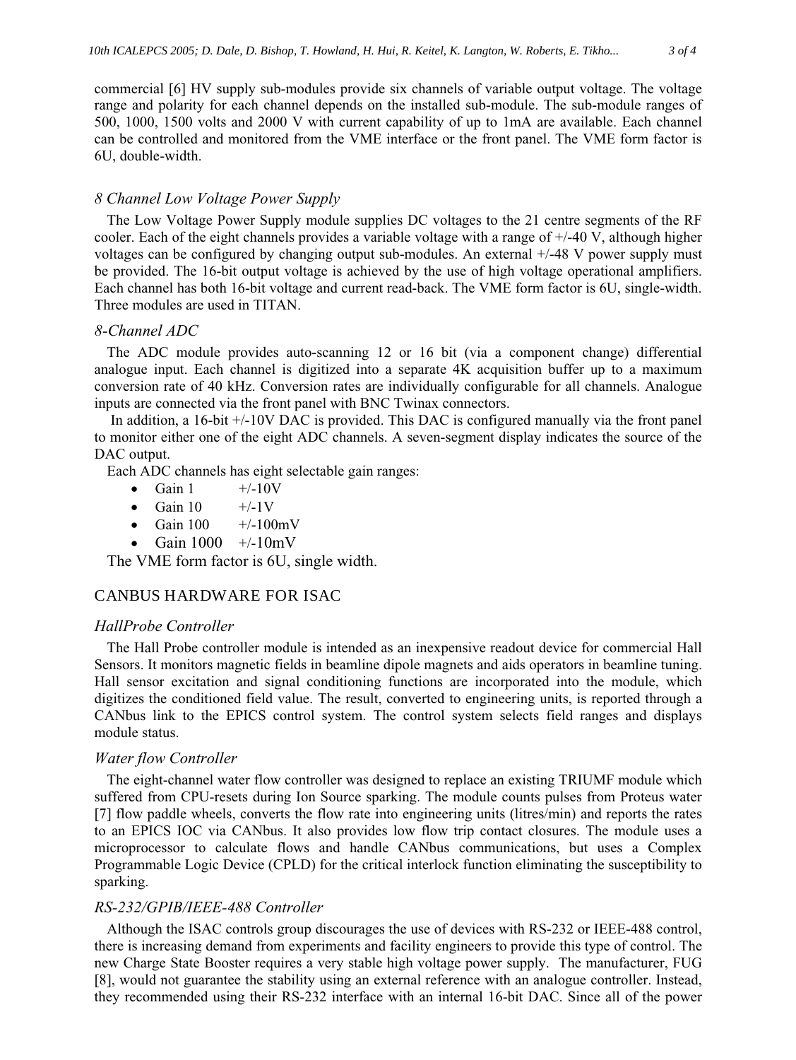commercial [6] HV supply sub-modules provide six channels of variable output voltage. The voltage range and polarity for each channel depends on the installed sub-module. The sub-module ranges of 500, 1000, 1500 volts and 2000 V with current capability of up to 1mA are available. Each channel can be controlled and monitored from the VME interface or the front panel. The VME form factor is 6U, double-width.

### *8 Channel Low Voltage Power Supply*

The Low Voltage Power Supply module supplies DC voltages to the 21 centre segments of the RF cooler. Each of the eight channels provides a variable voltage with a range of +/-40 V, although higher voltages can be configured by changing output sub-modules. An external +/-48 V power supply must be provided. The 16-bit output voltage is achieved by the use of high voltage operational amplifiers. Each channel has both 16-bit voltage and current read-back. The VME form factor is 6U, single-width. Three modules are used in TITAN.

### *8-Channel ADC*

The ADC module provides auto-scanning 12 or 16 bit (via a component change) differential analogue input. Each channel is digitized into a separate 4K acquisition buffer up to a maximum conversion rate of 40 kHz. Conversion rates are individually configurable for all channels. Analogue inputs are connected via the front panel with BNC Twinax connectors.

In addition, a 16-bit +/-10V DAC is provided. This DAC is configured manually via the front panel to monitor either one of the eight ADC channels. A seven-segment display indicates the source of the DAC output.

Each ADC channels has eight selectable gain ranges:

- Gain 1 +/-10V
- Gain 10 +/-1V
- Gain 100 +/-100mV
- Gain 1000 +/-10mV

The VME form factor is 6U, single width.

## CANBUS HARDWARE FOR ISAC

### *HallProbe Controller*

The Hall Probe controller module is intended as an inexpensive readout device for commercial Hall Sensors. It monitors magnetic fields in beamline dipole magnets and aids operators in beamline tuning. Hall sensor excitation and signal conditioning functions are incorporated into the module, which digitizes the conditioned field value. The result, converted to engineering units, is reported through a CANbus link to the EPICS control system. The control system selects field ranges and displays module status.

### *Water flow Controller*

The eight-channel water flow controller was designed to replace an existing TRIUMF module which suffered from CPU-resets during Ion Source sparking. The module counts pulses from Proteus water [7] flow paddle wheels, converts the flow rate into engineering units (litres/min) and reports the rates to an EPICS IOC via CANbus. It also provides low flow trip contact closures. The module uses a microprocessor to calculate flows and handle CANbus communications, but uses a Complex Programmable Logic Device (CPLD) for the critical interlock function eliminating the susceptibility to sparking.

### *RS-232/GPIB/IEEE-488 Controller*

Although the ISAC controls group discourages the use of devices with RS-232 or IEEE-488 control, there is increasing demand from experiments and facility engineers to provide this type of control. The new Charge State Booster requires a very stable high voltage power supply. The manufacturer, FUG [8], would not guarantee the stability using an external reference with an analogue controller. Instead, they recommended using their RS-232 interface with an internal 16-bit DAC. Since all of the power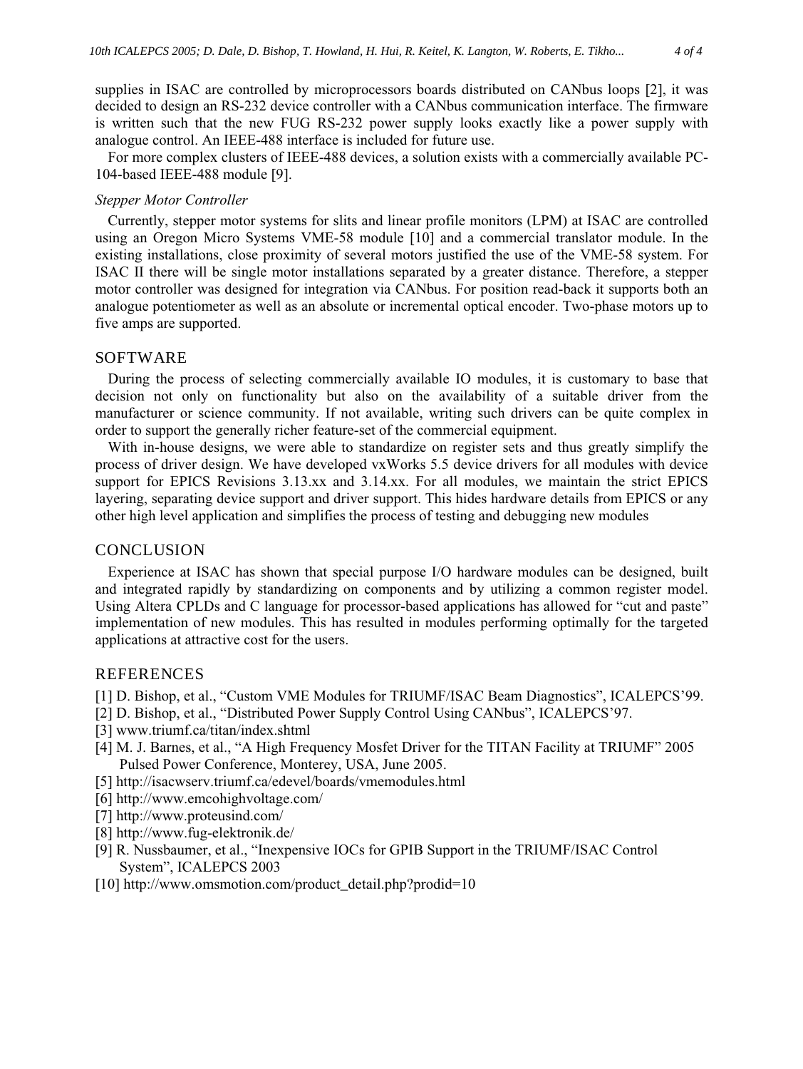supplies in ISAC are controlled by microprocessors boards distributed on CANbus loops [2], it was decided to design an RS-232 device controller with a CANbus communication interface. The firmware is written such that the new FUG RS-232 power supply looks exactly like a power supply with analogue control. An IEEE-488 interface is included for future use.

For more complex clusters of IEEE-488 devices, a solution exists with a commercially available PC-104-based IEEE-488 module [9].

### *Stepper Motor Controller*

Currently, stepper motor systems for slits and linear profile monitors (LPM) at ISAC are controlled using an Oregon Micro Systems VME-58 module [10] and a commercial translator module. In the existing installations, close proximity of several motors justified the use of the VME-58 system. For ISAC II there will be single motor installations separated by a greater distance. Therefore, a stepper motor controller was designed for integration via CANbus. For position read-back it supports both an analogue potentiometer as well as an absolute or incremental optical encoder. Two-phase motors up to five amps are supported.

## SOFTWARE

During the process of selecting commercially available IO modules, it is customary to base that decision not only on functionality but also on the availability of a suitable driver from the manufacturer or science community. If not available, writing such drivers can be quite complex in order to support the generally richer feature-set of the commercial equipment.

With in-house designs, we were able to standardize on register sets and thus greatly simplify the process of driver design. We have developed vxWorks 5.5 device drivers for all modules with device support for EPICS Revisions 3.13.xx and 3.14.xx. For all modules, we maintain the strict EPICS layering, separating device support and driver support. This hides hardware details from EPICS or any other high level application and simplifies the process of testing and debugging new modules

## CONCLUSION

Experience at ISAC has shown that special purpose I/O hardware modules can be designed, built and integrated rapidly by standardizing on components and by utilizing a common register model. Using Altera CPLDs and C language for processor-based applications has allowed for “cut and paste” implementation of new modules. This has resulted in modules performing optimally for the targeted applications at attractive cost for the users.

## REFERENCES

[1] D. Bishop, et al., “Custom VME Modules for TRIUMF/ISAC Beam Diagnostics”, ICALEPCS’99.
[2] D. Bishop, et al., “Distributed Power Supply Control Using CANbus”, ICALEPCS’97.
[3] www.triumf.ca/titan/index.shtml
[4] M. J. Barnes, et al., “A High Frequency Mosfet Driver for the TITAN Facility at TRIUMF” 2005 Pulsed Power Conference, Monterey, USA, June 2005.
[5] http://isacwserv.triumf.ca/edevel/boards/vmemodules.html
[6] http://www.emcohighvoltage.com/
[7] http://www.proteusind.com/
[8] http://www.fug-elektronik.de/
[9] R. Nussbaumer, et al., “Inexpensive IOCs for GPIB Support in the TRIUMF/ISAC Control System”, ICALEPCS 2003
[10] http://www.omsmotion.com/product_detail.php?prodid=10